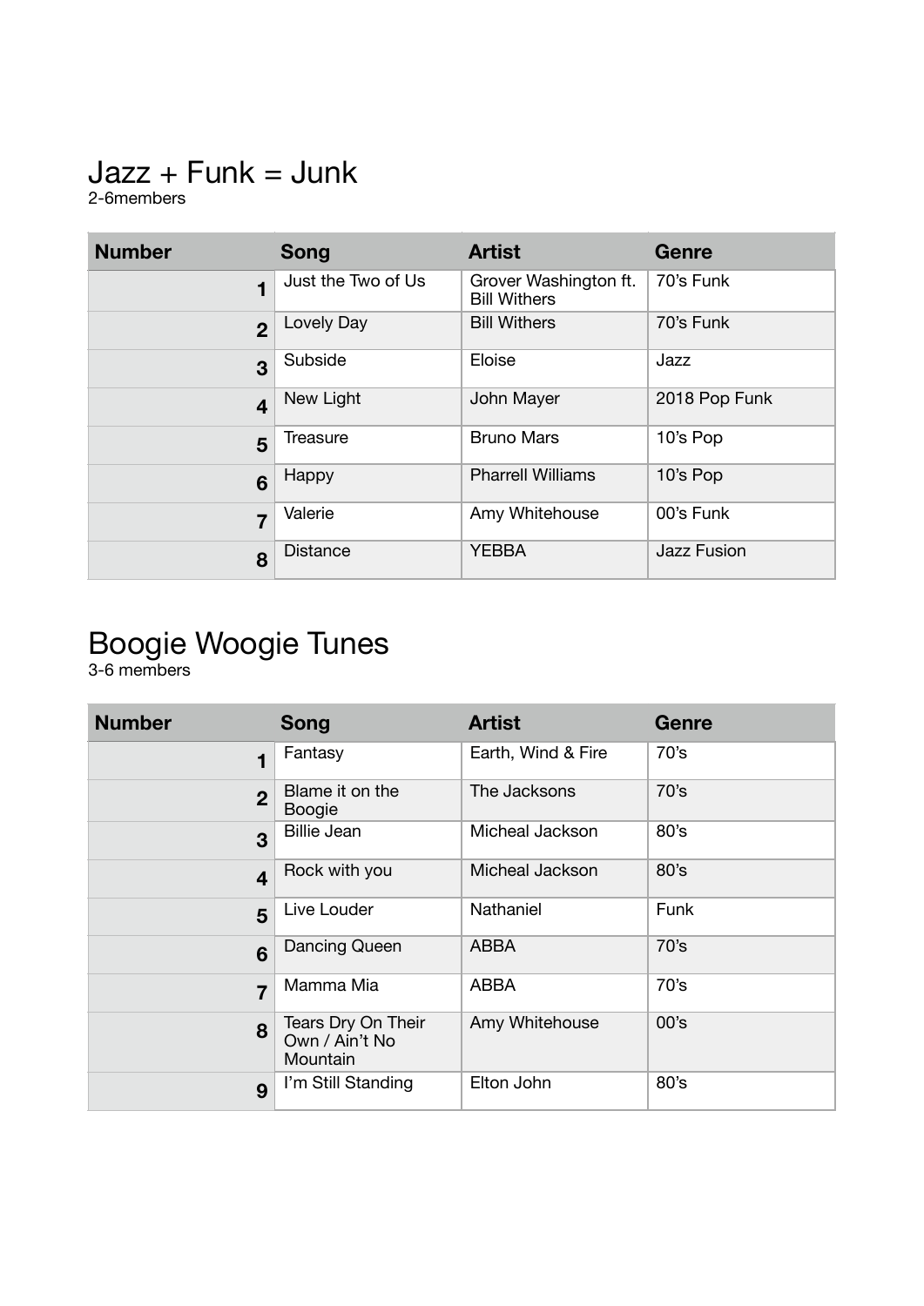# Jazz + Funk = Junk

2-6members

| Number | Song | Artist | Genre |
| --- | --- | --- | --- |
| 1 | Just the Two of Us | Grover Washington ft. Bill Withers | 70's Funk |
| 2 | Lovely Day | Bill Withers | 70's Funk |
| 3 | Subside | Eloise | Jazz |
| 4 | New Light | John Mayer | 2018 Pop Funk |
| 5 | Treasure | Bruno Mars | 10's Pop |
| 6 | Happy | Pharrell Williams | 10's Pop |
| 7 | Valerie | Amy Whitehouse | 00's Funk |
| 8 | Distance | YEBBA | Jazz Fusion |

# Boogie Woogie Tunes

3-6 members

| Number | Song | Artist | Genre |
| --- | --- | --- | --- |
| 1 | Fantasy | Earth, Wind & Fire | 70's |
| 2 | Blame it on the Boogie | The Jacksons | 70's |
| 3 | Billie Jean | Micheal Jackson | 80's |
| 4 | Rock with you | Micheal Jackson | 80's |
| 5 | Live Louder | Nathaniel | Funk |
| 6 | Dancing Queen | ABBA | 70's |
| 7 | Mamma Mia | ABBA | 70's |
| 8 | Tears Dry On Their Own / Ain't No Mountain | Amy Whitehouse | 00's |
| 9 | I'm Still Standing | Elton John | 80's |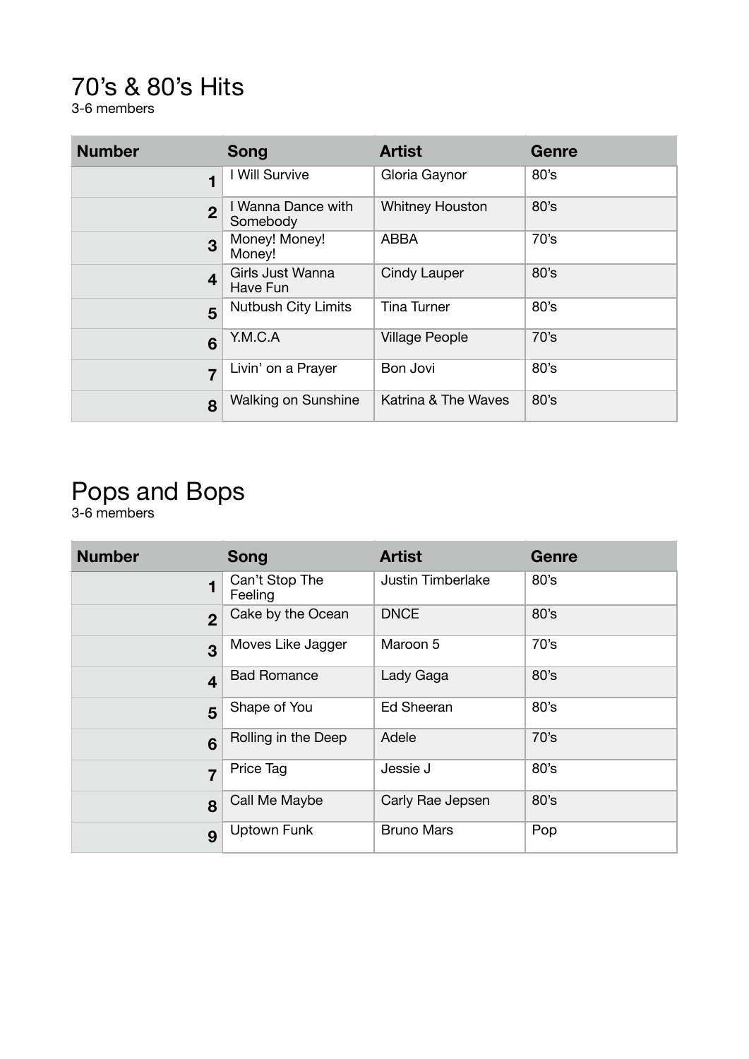## 70's & 80's Hits

3-6 members

| Number | Song | Artist | Genre |
|---|---|---|---|
| 1 | I Will Survive | Gloria Gaynor | 80's |
| 2 | I Wanna Dance with Somebody | Whitney Houston | 80's |
| 3 | Money! Money! Money! | ABBA | 70's |
| 4 | Girls Just Wanna Have Fun | Cindy Lauper | 80's |
| 5 | Nutbush City Limits | Tina Turner | 80's |
| 6 | Y.M.C.A | Village People | 70's |
| 7 | Livin' on a Prayer | Bon Jovi | 80's |
| 8 | Walking on Sunshine | Katrina & The Waves | 80's |

## Pops and Bops

3-6 members

| Number | Song | Artist | Genre |
|---|---|---|---|
| 1 | Can't Stop The Feeling | Justin Timberlake | 80's |
| 2 | Cake by the Ocean | DNCE | 80's |
| 3 | Moves Like Jagger | Maroon 5 | 70's |
| 4 | Bad Romance | Lady Gaga | 80's |
| 5 | Shape of You | Ed Sheeran | 80's |
| 6 | Rolling in the Deep | Adele | 70's |
| 7 | Price Tag | Jessie J | 80's |
| 8 | Call Me Maybe | Carly Rae Jepsen | 80's |
| 9 | Uptown Funk | Bruno Mars | Pop |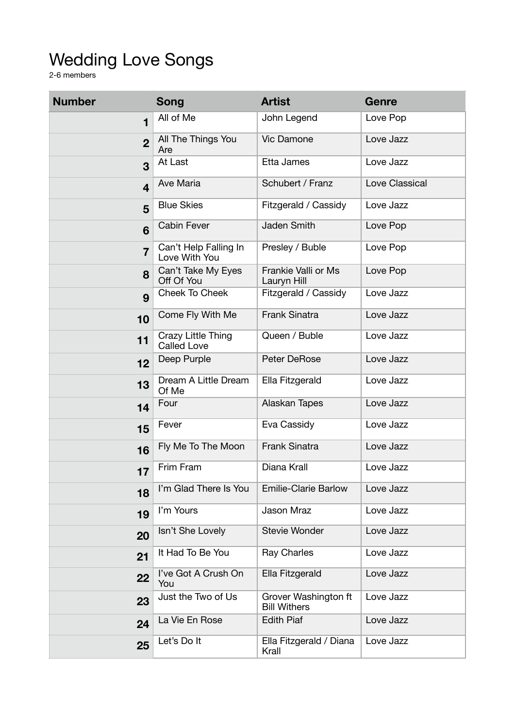# Wedding Love Songs

2-6 members

| Number | Song | Artist | Genre |
|---|---|---|---|
| 1 | All of Me | John Legend | Love Pop |
| 2 | All The Things You Are | Vic Damone | Love Jazz |
| 3 | At Last | Etta James | Love Jazz |
| 4 | Ave Maria | Schubert / Franz | Love Classical |
| 5 | Blue Skies | Fitzgerald / Cassidy | Love Jazz |
| 6 | Cabin Fever | Jaden Smith | Love Pop |
| 7 | Can't Help Falling In Love With You | Presley / Buble | Love Pop |
| 8 | Can't Take My Eyes Off Of You | Frankie Valli or Ms Lauryn Hill | Love Pop |
| 9 | Cheek To Cheek | Fitzgerald / Cassidy | Love Jazz |
| 10 | Come Fly With Me | Frank Sinatra | Love Jazz |
| 11 | Crazy Little Thing Called Love | Queen / Buble | Love Jazz |
| 12 | Deep Purple | Peter DeRose | Love Jazz |
| 13 | Dream A Little Dream Of Me | Ella Fitzgerald | Love Jazz |
| 14 | Four | Alaskan Tapes | Love Jazz |
| 15 | Fever | Eva Cassidy | Love Jazz |
| 16 | Fly Me To The Moon | Frank Sinatra | Love Jazz |
| 17 | Frim Fram | Diana Krall | Love Jazz |
| 18 | I'm Glad There Is You | Emilie-Clarie Barlow | Love Jazz |
| 19 | I'm Yours | Jason Mraz | Love Jazz |
| 20 | Isn't She Lovely | Stevie Wonder | Love Jazz |
| 21 | It Had To Be You | Ray Charles | Love Jazz |
| 22 | I've Got A Crush On You | Ella Fitzgerald | Love Jazz |
| 23 | Just the Two of Us | Grover Washington ft Bill Withers | Love Jazz |
| 24 | La Vie En Rose | Edith Piaf | Love Jazz |
| 25 | Let's Do It | Ella Fitzgerald / Diana Krall | Love Jazz |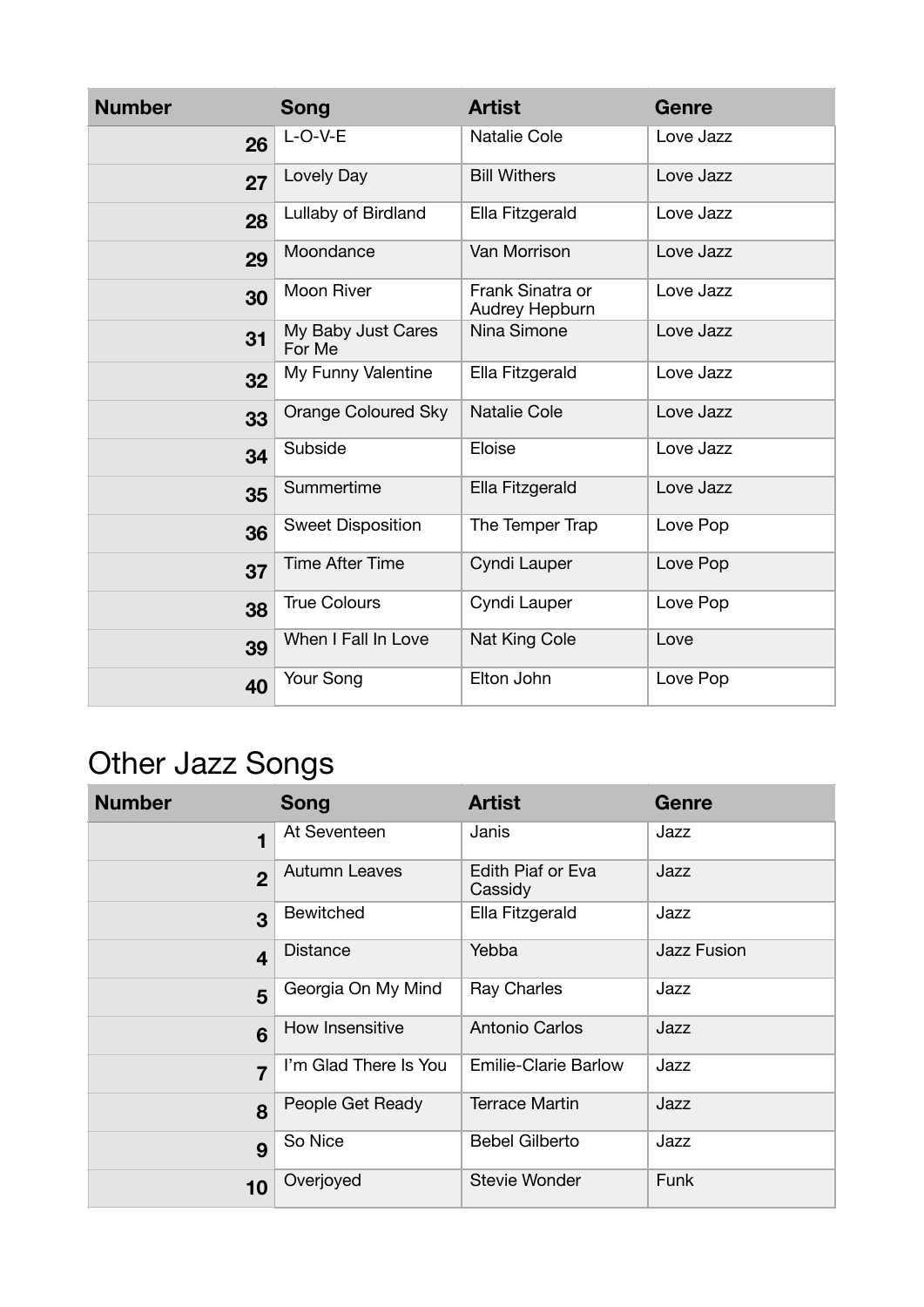| Number | Song | Artist | Genre |
|---|---|---|---|
| 26 | L-O-V-E | Natalie Cole | Love Jazz |
| 27 | Lovely Day | Bill Withers | Love Jazz |
| 28 | Lullaby of Birdland | Ella Fitzgerald | Love Jazz |
| 29 | Moondance | Van Morrison | Love Jazz |
| 30 | Moon River | Frank Sinatra or Audrey Hepburn | Love Jazz |
| 31 | My Baby Just Cares For Me | Nina Simone | Love Jazz |
| 32 | My Funny Valentine | Ella Fitzgerald | Love Jazz |
| 33 | Orange Coloured Sky | Natalie Cole | Love Jazz |
| 34 | Subside | Eloise | Love Jazz |
| 35 | Summertime | Ella Fitzgerald | Love Jazz |
| 36 | Sweet Disposition | The Temper Trap | Love Pop |
| 37 | Time After Time | Cyndi Lauper | Love Pop |
| 38 | True Colours | Cyndi Lauper | Love Pop |
| 39 | When I Fall In Love | Nat King Cole | Love |
| 40 | Your Song | Elton John | Love Pop |

# Other Jazz Songs

| Number | Song | Artist | Genre |
|---|---|---|---|
| 1 | At Seventeen | Janis | Jazz |
| 2 | Autumn Leaves | Edith Piaf or Eva Cassidy | Jazz |
| 3 | Bewitched | Ella Fitzgerald | Jazz |
| 4 | Distance | Yebba | Jazz Fusion |
| 5 | Georgia On My Mind | Ray Charles | Jazz |
| 6 | How Insensitive | Antonio Carlos | Jazz |
| 7 | I'm Glad There Is You | Emilie-Clarie Barlow | Jazz |
| 8 | People Get Ready | Terrace Martin | Jazz |
| 9 | So Nice | Bebel Gilberto | Jazz |
| 10 | Overjoyed | Stevie Wonder | Funk |